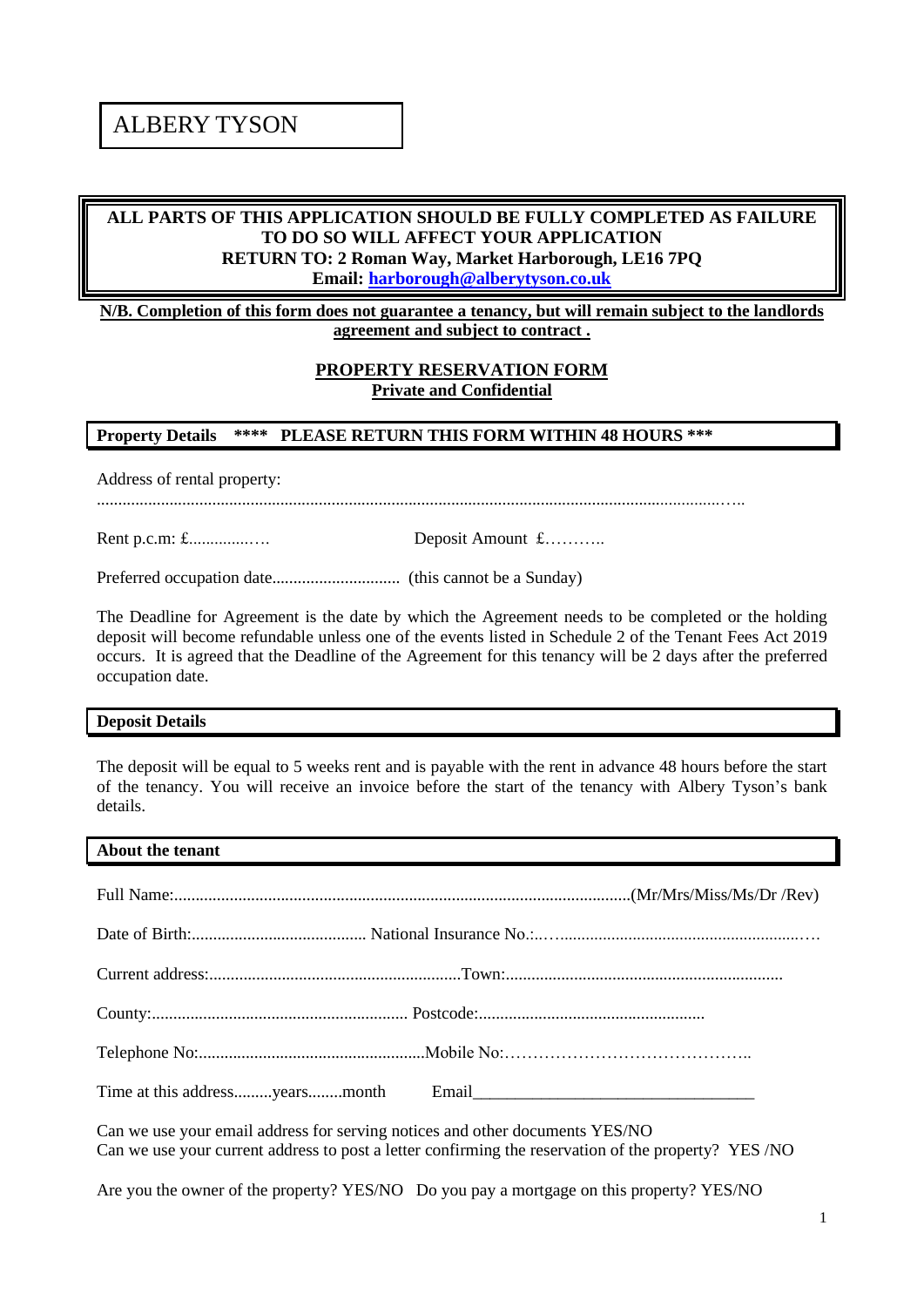# ALBERY TYSON

**ALL PARTS OF THIS APPLICATION SHOULD BE FULLY COMPLETED AS FAILURE TO DO SO WILL AFFECT YOUR APPLICATION**
**RETURN TO: 2 Roman Way, Market Harborough, LE16 7PQ**
**Email: harborough@alberytyson.co.uk**

**N/B. Completion of this form does not guarantee a tenancy, but will remain subject to the landlords agreement and subject to contract .**

## PROPERTY RESERVATION FORM
**Private and Confidential**

### Property Details **** PLEASE RETURN THIS FORM WITHIN 48 HOURS ***

Address of rental property:
...................................................................................................................................................…..

Rent p.c.m: £..............…. Deposit Amount £………..

Preferred occupation date.............................. (this cannot be a Sunday)

The Deadline for Agreement is the date by which the Agreement needs to be completed or the holding deposit will become refundable unless one of the events listed in Schedule 2 of the Tenant Fees Act 2019 occurs. It is agreed that the Deadline of the Agreement for this tenancy will be 2 days after the preferred occupation date.

### Deposit Details

The deposit will be equal to 5 weeks rent and is payable with the rent in advance 48 hours before the start of the tenancy. You will receive an invoice before the start of the tenancy with Albery Tyson's bank details.

### About the tenant

Full Name:..........................................................................................................(Mr/Mrs/Miss/Ms/Dr /Rev)

Date of Birth:......................................... National Insurance No.:..…........................................................….

Current address:...........................................................Town:................................................................

County:............................................................ Postcode:....................................................

Telephone No:.....................................................Mobile No:……………………………………..

Time at this address.........years........month Email_________________________________

Can we use your email address for serving notices and other documents YES/NO
Can we use your current address to post a letter confirming the reservation of the property? YES /NO

Are you the owner of the property? YES/NO Do you pay a mortgage on this property? YES/NO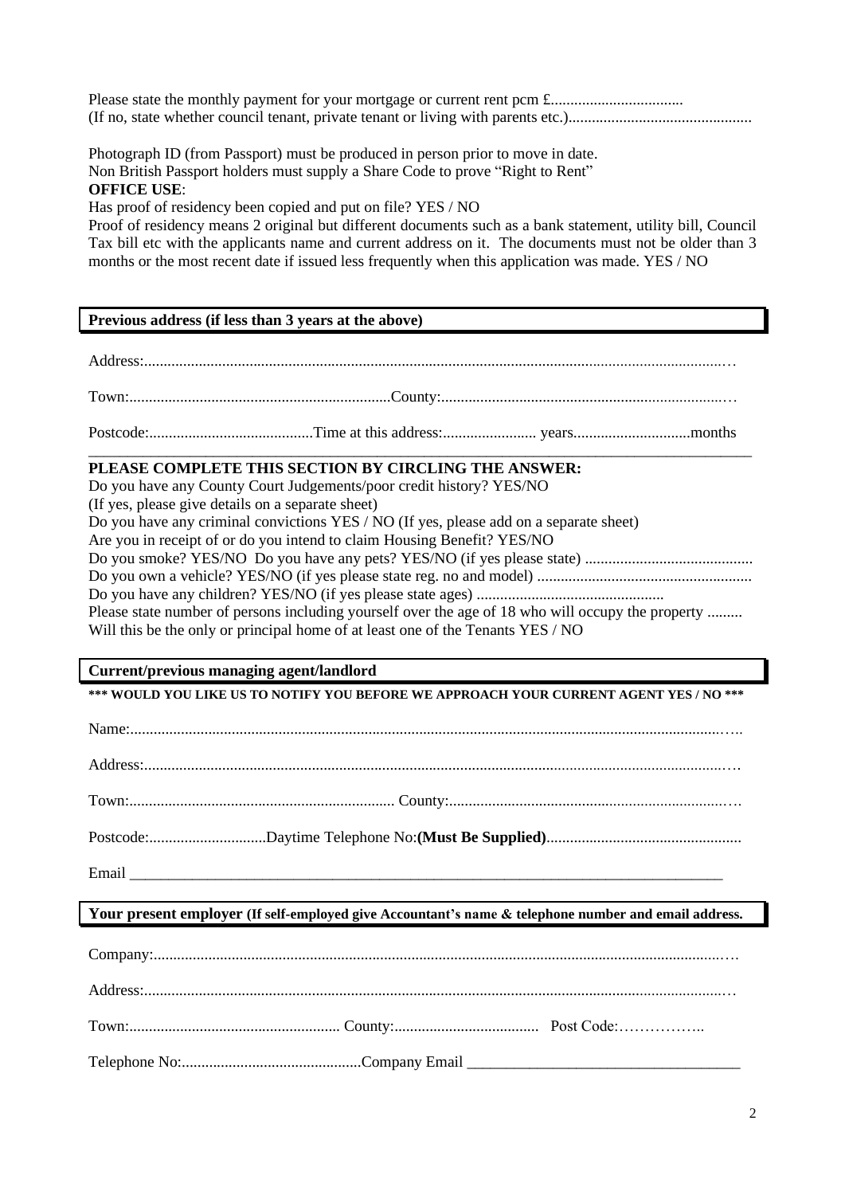Please state the monthly payment for your mortgage or current rent pcm £..................................
(If no, state whether council tenant, private tenant or living with parents etc.)...............................................

Photograph ID (from Passport) must be produced in person prior to move in date.
Non British Passport holders must supply a Share Code to prove "Right to Rent"
**OFFICE USE**:
Has proof of residency been copied and put on file? YES / NO
Proof of residency means 2 original but different documents such as a bank statement, utility bill, Council Tax bill etc with the applicants name and current address on it. The documents must not be older than 3 months or the most recent date if issued less frequently when this application was made. YES / NO

## Previous address (if less than 3 years at the above)

Address:.......................................................................................................................................................

Town:...................................................................County:..........................................................................

Postcode:..........................................Time at this address:........................ years.............................months

## PLEASE COMPLETE THIS SECTION BY CIRCLING THE ANSWER:

Do you have any County Court Judgements/poor credit history? YES/NO
(If yes, please give details on a separate sheet)
Do you have any criminal convictions YES / NO (If yes, please add on a separate sheet)
Are you in receipt of or do you intend to claim Housing Benefit? YES/NO
Do you smoke? YES/NO Do you have any pets? YES/NO (if yes please state) ..........................................
Do you own a vehicle? YES/NO (if yes please state reg. no and model) ......................................................
Do you have any children? YES/NO (if yes please state ages) ...............................................
Please state number of persons including yourself over the age of 18 who will occupy the property .........
Will this be the only or principal home of at least one of the Tenants YES / NO

## Current/previous managing agent/landlord

**\*\*\* WOULD YOU LIKE US TO NOTIFY YOU BEFORE WE APPROACH YOUR CURRENT AGENT YES / NO \*\*\***

Name:..........................................................................................................................................................

Address:.......................................................................................................................................................

Town:................................................................... County:........................................................................

Postcode:..............................Daytime Telephone No:**(Must Be Supplied)**.................................................

Email ________________________________________________________________________________

## Your present employer (If self-employed give Accountant's name & telephone number and email address.

Company:.....................................................................................................................................................

Address:.......................................................................................................................................................

Town:...................................................... County:..................................... Post Code:……………..

Telephone No:.............................................Company Email ___________________________________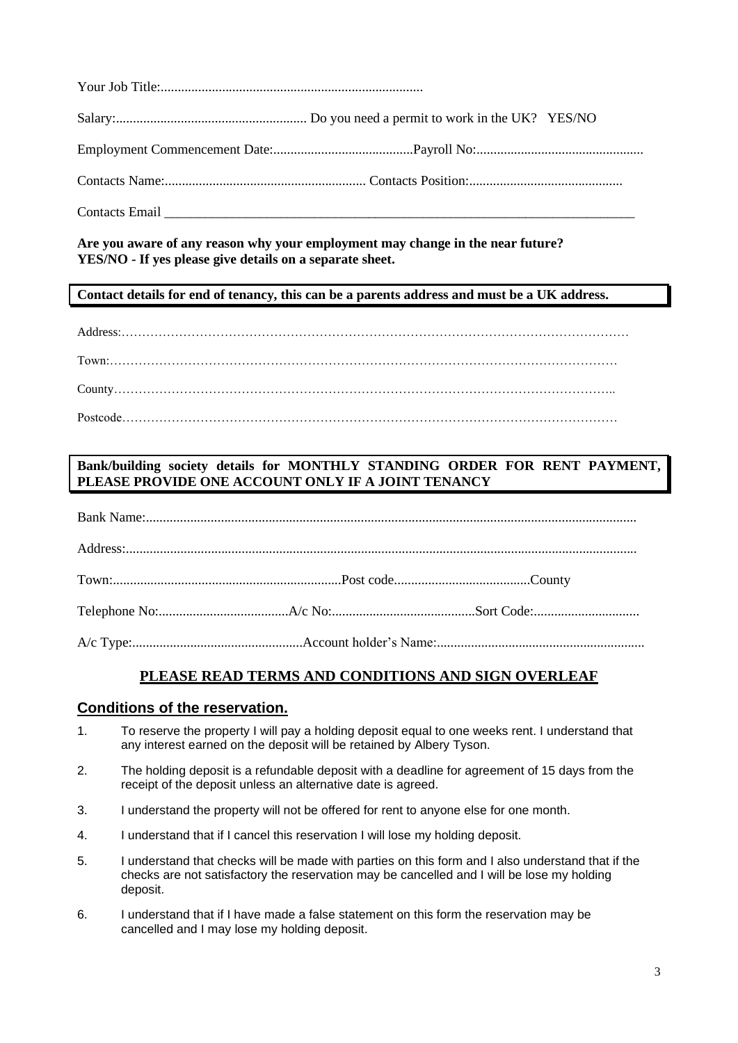Your Job Title:............................................................................

Salary:........................................................ Do you need a permit to work in the UK? YES/NO

Employment Commencement Date:.........................................Payroll No:.................................................

Contacts Name:........................................................... Contacts Position:.............................................

Contacts Email ___________________________________________________________________________

**Are you aware of any reason why your employment may change in the near future?**
**YES/NO - If yes please give details on a separate sheet.**

**Contact details for end of tenancy, this can be a parents address and must be a UK address.**

Address:…………………………………………………………………………………………………………

Town:……………………………………………………………………………………………………………

County…………………………………………………………………………………………………………..

Postcode…………………………………………………………………………………………………………

**Bank/building society details for MONTHLY STANDING ORDER FOR RENT PAYMENT, PLEASE PROVIDE ONE ACCOUNT ONLY IF A JOINT TENANCY**

Bank Name:.............................................................................................................................................

Address:...................................................................................................................................................

Town:...................................................................Post code........................................County

Telephone No:......................................A/c No:..........................................Sort Code:...............................

A/c Type:..................................................Account holder's Name:.............................................................

**PLEASE READ TERMS AND CONDITIONS AND SIGN OVERLEAF**

## Conditions of the reservation.

1. To reserve the property I will pay a holding deposit equal to one weeks rent. I understand that any interest earned on the deposit will be retained by Albery Tyson.
2. The holding deposit is a refundable deposit with a deadline for agreement of 15 days from the receipt of the deposit unless an alternative date is agreed.
3. I understand the property will not be offered for rent to anyone else for one month.
4. I understand that if I cancel this reservation I will lose my holding deposit.
5. I understand that checks will be made with parties on this form and I also understand that if the checks are not satisfactory the reservation may be cancelled and I will be lose my holding deposit.
6. I understand that if I have made a false statement on this form the reservation may be cancelled and I may lose my holding deposit.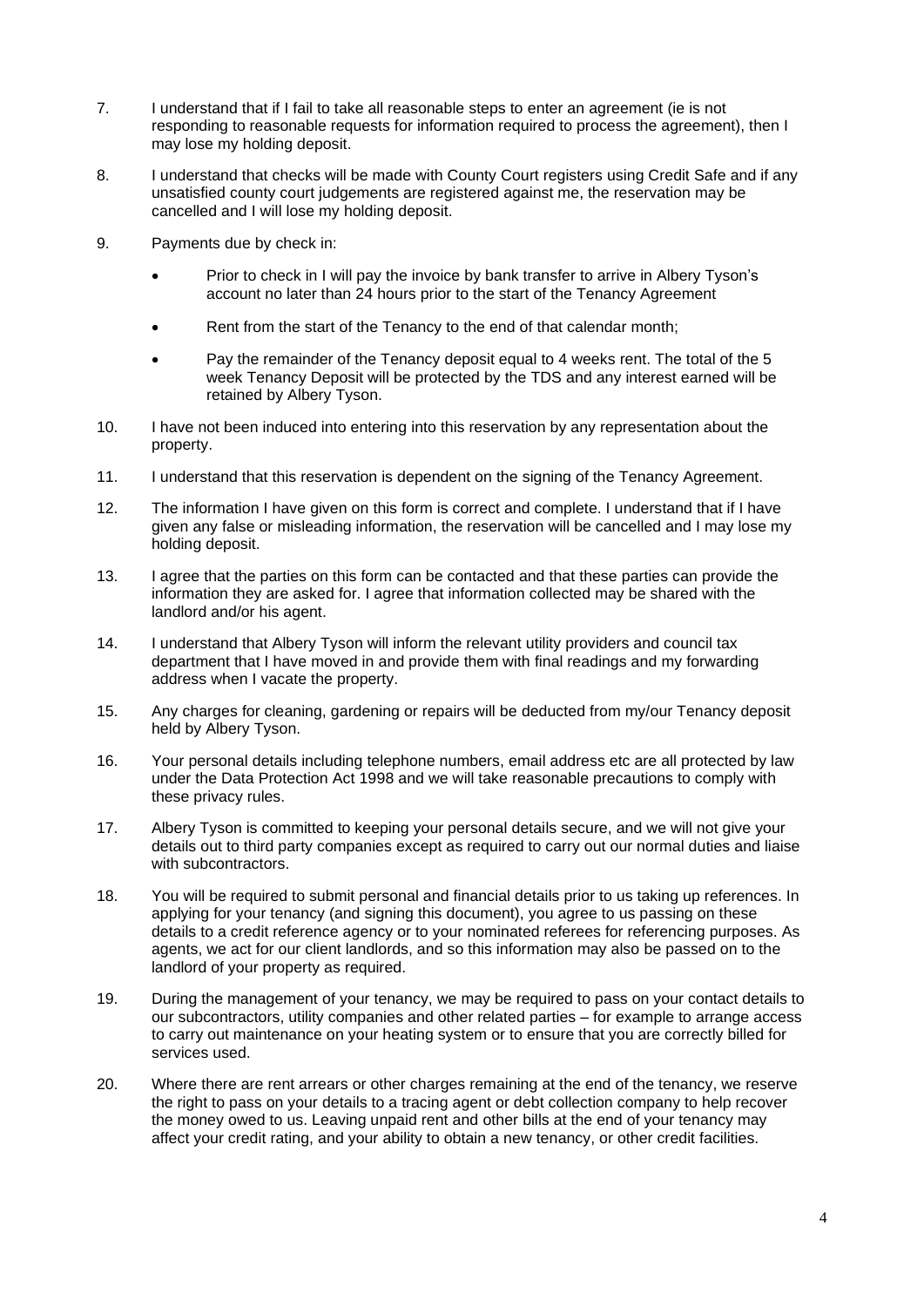7. I understand that if I fail to take all reasonable steps to enter an agreement (ie is not responding to reasonable requests for information required to process the agreement), then I may lose my holding deposit.

8. I understand that checks will be made with County Court registers using Credit Safe and if any unsatisfied county court judgements are registered against me, the reservation may be cancelled and I will lose my holding deposit.

9. Payments due by check in:

   - Prior to check in I will pay the invoice by bank transfer to arrive in Albery Tyson's account no later than 24 hours prior to the start of the Tenancy Agreement
   - Rent from the start of the Tenancy to the end of that calendar month;
   - Pay the remainder of the Tenancy deposit equal to 4 weeks rent. The total of the 5 week Tenancy Deposit will be protected by the TDS and any interest earned will be retained by Albery Tyson.

10. I have not been induced into entering into this reservation by any representation about the property.

11. I understand that this reservation is dependent on the signing of the Tenancy Agreement.

12. The information I have given on this form is correct and complete. I understand that if I have given any false or misleading information, the reservation will be cancelled and I may lose my holding deposit.

13. I agree that the parties on this form can be contacted and that these parties can provide the information they are asked for. I agree that information collected may be shared with the landlord and/or his agent.

14. I understand that Albery Tyson will inform the relevant utility providers and council tax department that I have moved in and provide them with final readings and my forwarding address when I vacate the property.

15. Any charges for cleaning, gardening or repairs will be deducted from my/our Tenancy deposit held by Albery Tyson.

16. Your personal details including telephone numbers, email address etc are all protected by law under the Data Protection Act 1998 and we will take reasonable precautions to comply with these privacy rules.

17. Albery Tyson is committed to keeping your personal details secure, and we will not give your details out to third party companies except as required to carry out our normal duties and liaise with subcontractors.

18. You will be required to submit personal and financial details prior to us taking up references. In applying for your tenancy (and signing this document), you agree to us passing on these details to a credit reference agency or to your nominated referees for referencing purposes. As agents, we act for our client landlords, and so this information may also be passed on to the landlord of your property as required.

19. During the management of your tenancy, we may be required to pass on your contact details to our subcontractors, utility companies and other related parties – for example to arrange access to carry out maintenance on your heating system or to ensure that you are correctly billed for services used.

20. Where there are rent arrears or other charges remaining at the end of the tenancy, we reserve the right to pass on your details to a tracing agent or debt collection company to help recover the money owed to us. Leaving unpaid rent and other bills at the end of your tenancy may affect your credit rating, and your ability to obtain a new tenancy, or other credit facilities.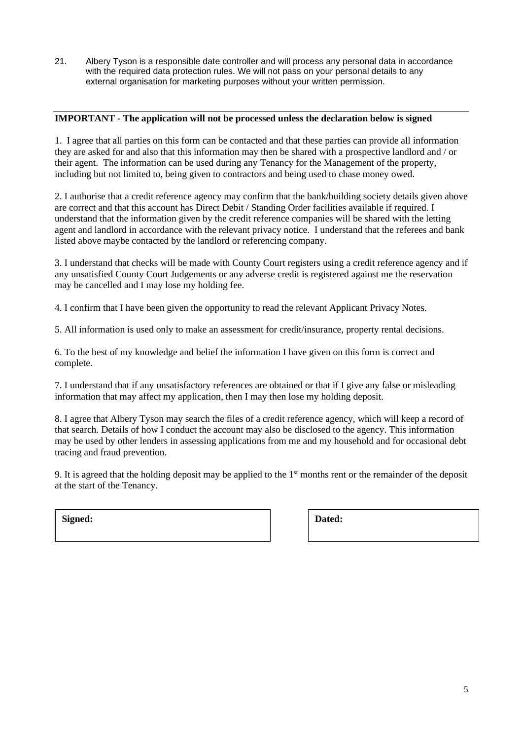21. Albery Tyson is a responsible date controller and will process any personal data in accordance with the required data protection rules. We will not pass on your personal details to any external organisation for marketing purposes without your written permission.

---

**IMPORTANT - The application will not be processed unless the declaration below is signed**

1. I agree that all parties on this form can be contacted and that these parties can provide all information they are asked for and also that this information may then be shared with a prospective landlord and / or their agent. The information can be used during any Tenancy for the Management of the property, including but not limited to, being given to contractors and being used to chase money owed.

2. I authorise that a credit reference agency may confirm that the bank/building society details given above are correct and that this account has Direct Debit / Standing Order facilities available if required. I understand that the information given by the credit reference companies will be shared with the letting agent and landlord in accordance with the relevant privacy notice. I understand that the referees and bank listed above maybe contacted by the landlord or referencing company.

3. I understand that checks will be made with County Court registers using a credit reference agency and if any unsatisfied County Court Judgements or any adverse credit is registered against me the reservation may be cancelled and I may lose my holding fee.

4. I confirm that I have been given the opportunity to read the relevant Applicant Privacy Notes.

5. All information is used only to make an assessment for credit/insurance, property rental decisions.

6. To the best of my knowledge and belief the information I have given on this form is correct and complete.

7. I understand that if any unsatisfactory references are obtained or that if I give any false or misleading information that may affect my application, then I may then lose my holding deposit.

8. I agree that Albery Tyson may search the files of a credit reference agency, which will keep a record of that search. Details of how I conduct the account may also be disclosed to the agency. This information may be used by other lenders in assessing applications from me and my household and for occasional debt tracing and fraud prevention.

9. It is agreed that the holding deposit may be applied to the 1st months rent or the remainder of the deposit at the start of the Tenancy.

| **Signed:** | **Dated:** |
|---|---|
| | |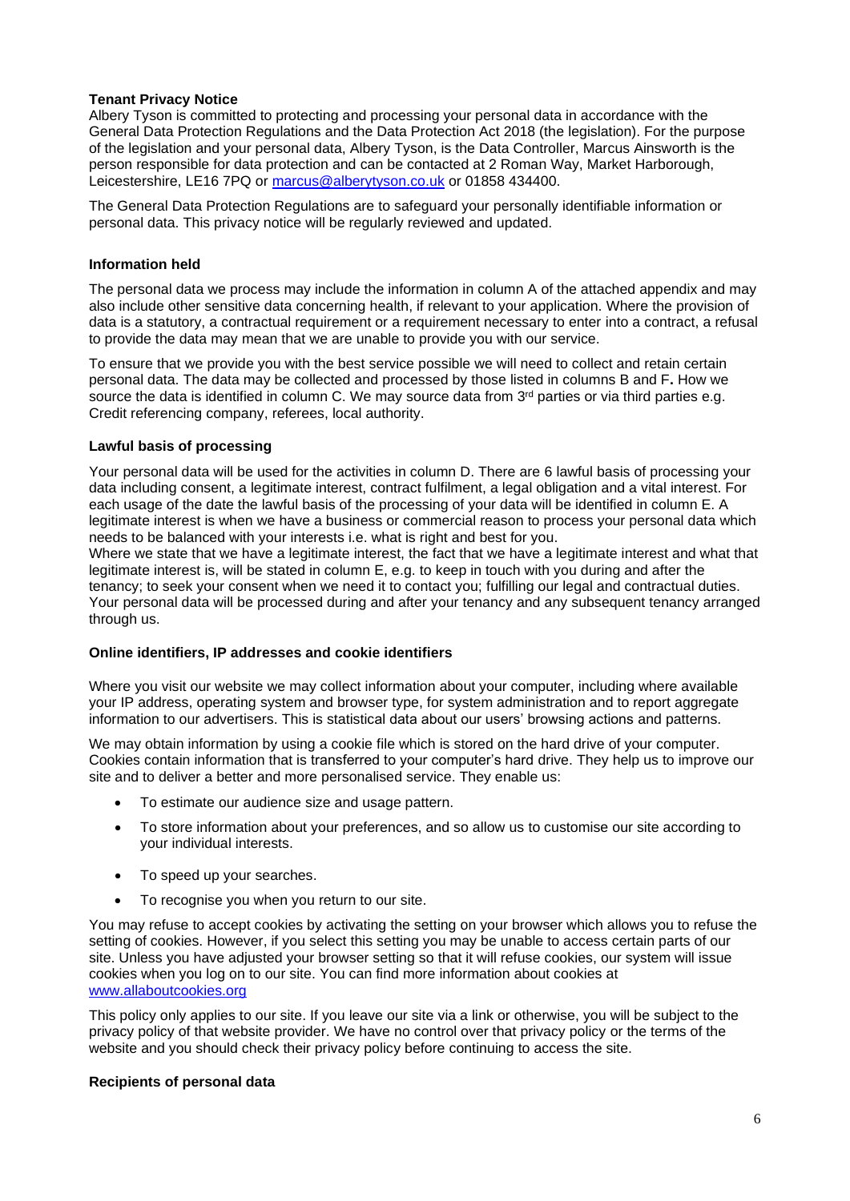**Tenant Privacy Notice**

Albery Tyson is committed to protecting and processing your personal data in accordance with the General Data Protection Regulations and the Data Protection Act 2018 (the legislation). For the purpose of the legislation and your personal data, Albery Tyson, is the Data Controller, Marcus Ainsworth is the person responsible for data protection and can be contacted at 2 Roman Way, Market Harborough, Leicestershire, LE16 7PQ or marcus@alberytyson.co.uk or 01858 434400.

The General Data Protection Regulations are to safeguard your personally identifiable information or personal data. This privacy notice will be regularly reviewed and updated.

**Information held**

The personal data we process may include the information in column A of the attached appendix and may also include other sensitive data concerning health, if relevant to your application. Where the provision of data is a statutory, a contractual requirement or a requirement necessary to enter into a contract, a refusal to provide the data may mean that we are unable to provide you with our service.

To ensure that we provide you with the best service possible we will need to collect and retain certain personal data. The data may be collected and processed by those listed in columns B and F**.** How we source the data is identified in column C. We may source data from 3rd parties or via third parties e.g. Credit referencing company, referees, local authority.

**Lawful basis of processing**

Your personal data will be used for the activities in column D. There are 6 lawful basis of processing your data including consent, a legitimate interest, contract fulfilment, a legal obligation and a vital interest. For each usage of the date the lawful basis of the processing of your data will be identified in column E. A legitimate interest is when we have a business or commercial reason to process your personal data which needs to be balanced with your interests i.e. what is right and best for you.
Where we state that we have a legitimate interest, the fact that we have a legitimate interest and what that legitimate interest is, will be stated in column E, e.g. to keep in touch with you during and after the tenancy; to seek your consent when we need it to contact you; fulfilling our legal and contractual duties. Your personal data will be processed during and after your tenancy and any subsequent tenancy arranged through us.

**Online identifiers, IP addresses and cookie identifiers**

Where you visit our website we may collect information about your computer, including where available your IP address, operating system and browser type, for system administration and to report aggregate information to our advertisers. This is statistical data about our users' browsing actions and patterns.

We may obtain information by using a cookie file which is stored on the hard drive of your computer. Cookies contain information that is transferred to your computer's hard drive. They help us to improve our site and to deliver a better and more personalised service. They enable us:

- To estimate our audience size and usage pattern.
- To store information about your preferences, and so allow us to customise our site according to your individual interests.
- To speed up your searches.
- To recognise you when you return to our site.

You may refuse to accept cookies by activating the setting on your browser which allows you to refuse the setting of cookies. However, if you select this setting you may be unable to access certain parts of our site. Unless you have adjusted your browser setting so that it will refuse cookies, our system will issue cookies when you log on to our site. You can find more information about cookies at www.allaboutcookies.org

This policy only applies to our site. If you leave our site via a link or otherwise, you will be subject to the privacy policy of that website provider. We have no control over that privacy policy or the terms of the website and you should check their privacy policy before continuing to access the site.

**Recipients of personal data**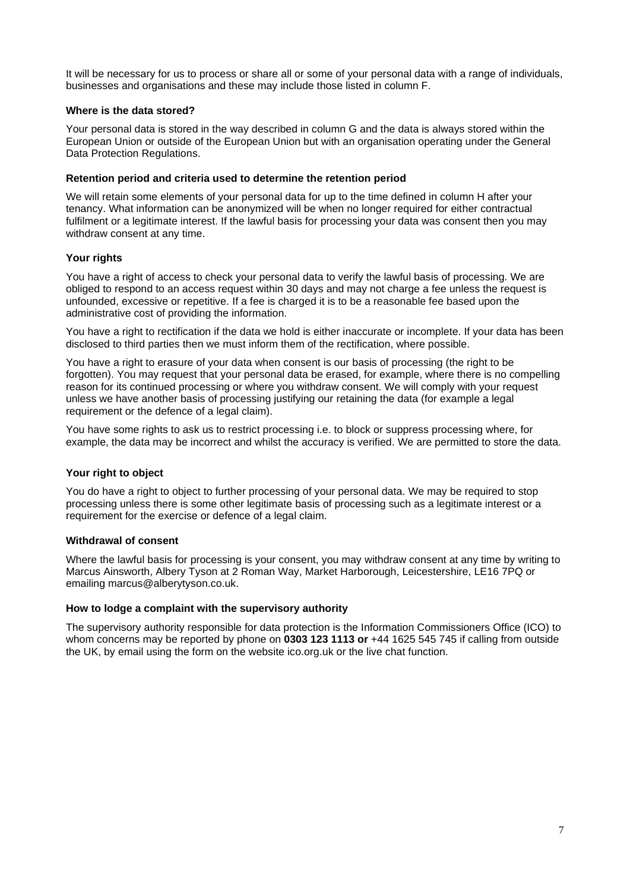It will be necessary for us to process or share all or some of your personal data with a range of individuals, businesses and organisations and these may include those listed in column F.

### Where is the data stored?

Your personal data is stored in the way described in column G and the data is always stored within the European Union or outside of the European Union but with an organisation operating under the General Data Protection Regulations.

### Retention period and criteria used to determine the retention period

We will retain some elements of your personal data for up to the time defined in column H after your tenancy. What information can be anonymized will be when no longer required for either contractual fulfilment or a legitimate interest. If the lawful basis for processing your data was consent then you may withdraw consent at any time.

### Your rights

You have a right of access to check your personal data to verify the lawful basis of processing. We are obliged to respond to an access request within 30 days and may not charge a fee unless the request is unfounded, excessive or repetitive. If a fee is charged it is to be a reasonable fee based upon the administrative cost of providing the information.

You have a right to rectification if the data we hold is either inaccurate or incomplete. If your data has been disclosed to third parties then we must inform them of the rectification, where possible.

You have a right to erasure of your data when consent is our basis of processing (the right to be forgotten). You may request that your personal data be erased, for example, where there is no compelling reason for its continued processing or where you withdraw consent. We will comply with your request unless we have another basis of processing justifying our retaining the data (for example a legal requirement or the defence of a legal claim).

You have some rights to ask us to restrict processing i.e. to block or suppress processing where, for example, the data may be incorrect and whilst the accuracy is verified. We are permitted to store the data.

### Your right to object

You do have a right to object to further processing of your personal data. We may be required to stop processing unless there is some other legitimate basis of processing such as a legitimate interest or a requirement for the exercise or defence of a legal claim.

### Withdrawal of consent

Where the lawful basis for processing is your consent, you may withdraw consent at any time by writing to Marcus Ainsworth, Albery Tyson at 2 Roman Way, Market Harborough, Leicestershire, LE16 7PQ or emailing marcus@alberytyson.co.uk.

### How to lodge a complaint with the supervisory authority

The supervisory authority responsible for data protection is the Information Commissioners Office (ICO) to whom concerns may be reported by phone on **0303 123 1113 or** +44 1625 545 745 if calling from outside the UK, by email using the form on the website ico.org.uk or the live chat function.